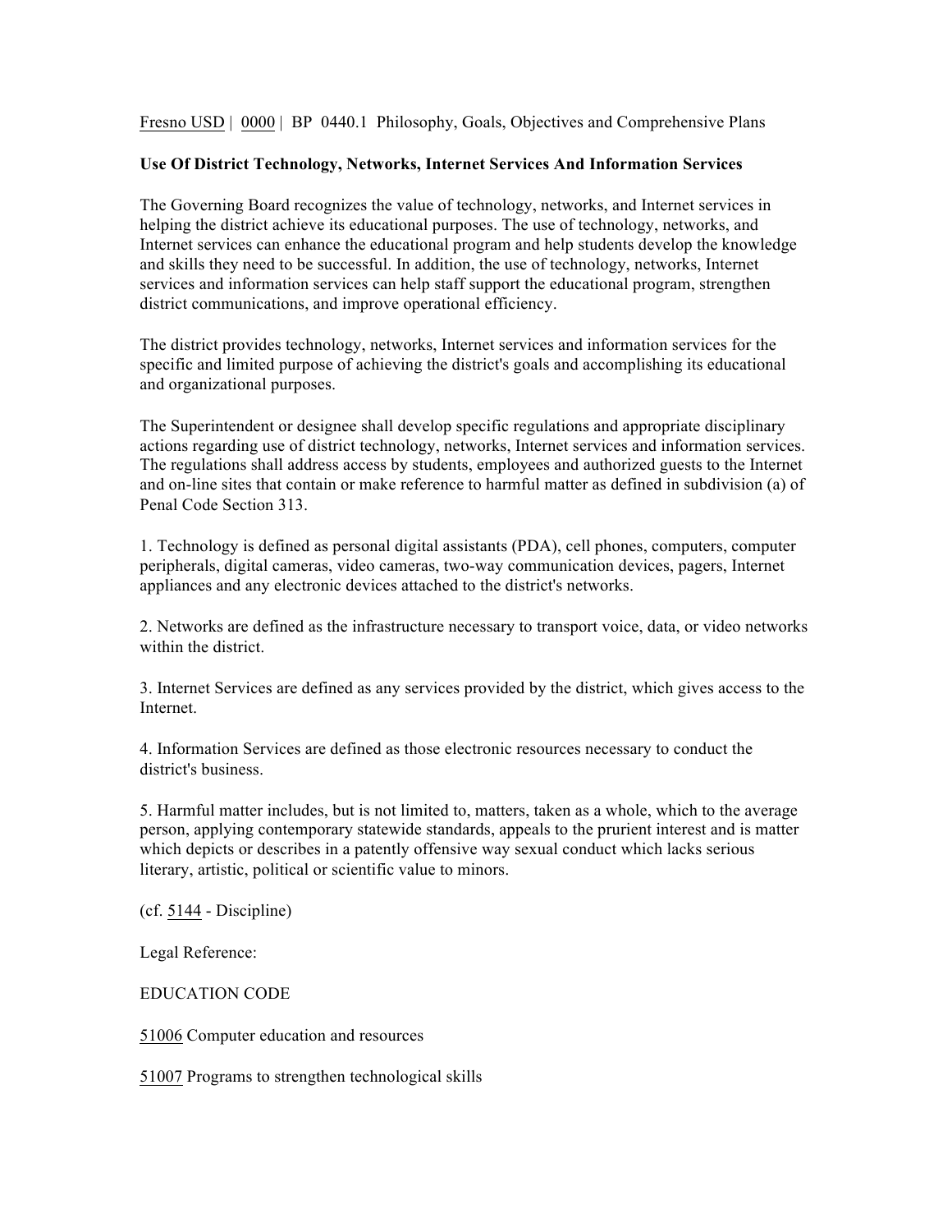Fresno USD | 0000 | BP 0440.1 Philosophy, Goals, Objectives and Comprehensive Plans

**Use Of District Technology, Networks, Internet Services And Information Services**

The Governing Board recognizes the value of technology, networks, and Internet services in helping the district achieve its educational purposes. The use of technology, networks, and Internet services can enhance the educational program and help students develop the knowledge and skills they need to be successful. In addition, the use of technology, networks, Internet services and information services can help staff support the educational program, strengthen district communications, and improve operational efficiency.

The district provides technology, networks, Internet services and information services for the specific and limited purpose of achieving the district's goals and accomplishing its educational and organizational purposes.

The Superintendent or designee shall develop specific regulations and appropriate disciplinary actions regarding use of district technology, networks, Internet services and information services. The regulations shall address access by students, employees and authorized guests to the Internet and on-line sites that contain or make reference to harmful matter as defined in subdivision (a) of Penal Code Section 313.

1. Technology is defined as personal digital assistants (PDA), cell phones, computers, computer peripherals, digital cameras, video cameras, two-way communication devices, pagers, Internet appliances and any electronic devices attached to the district's networks.

2. Networks are defined as the infrastructure necessary to transport voice, data, or video networks within the district.

3. Internet Services are defined as any services provided by the district, which gives access to the Internet.

4. Information Services are defined as those electronic resources necessary to conduct the district's business.

5. Harmful matter includes, but is not limited to, matters, taken as a whole, which to the average person, applying contemporary statewide standards, appeals to the prurient interest and is matter which depicts or describes in a patently offensive way sexual conduct which lacks serious literary, artistic, political or scientific value to minors.

(cf. 5144 - Discipline)

Legal Reference:

EDUCATION CODE

51006 Computer education and resources

51007 Programs to strengthen technological skills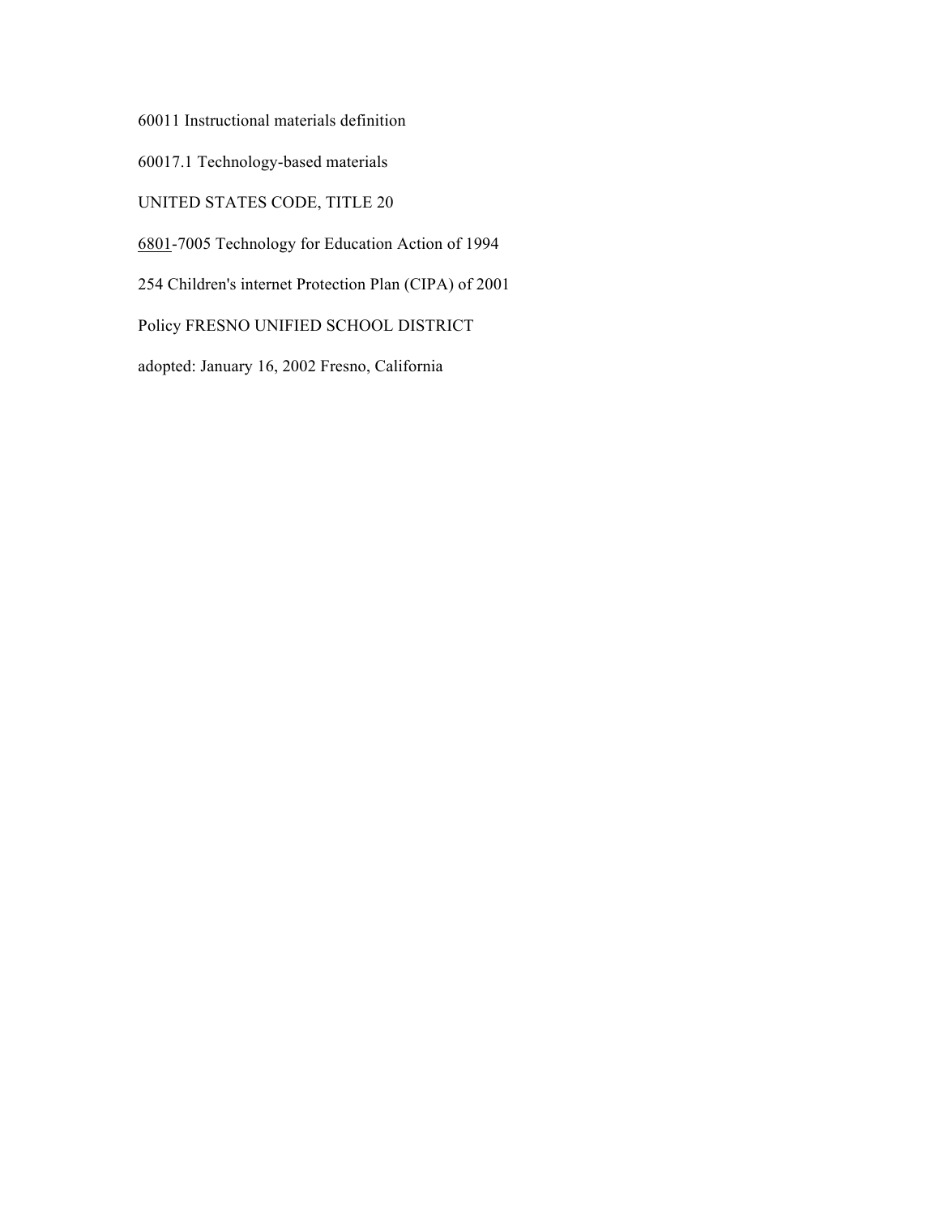60011 Instructional materials definition

60017.1 Technology-based materials

UNITED STATES CODE, TITLE 20

6801-7005 Technology for Education Action of 1994

254 Children's internet Protection Plan (CIPA) of 2001

Policy FRESNO UNIFIED SCHOOL DISTRICT

adopted: January 16, 2002 Fresno, California